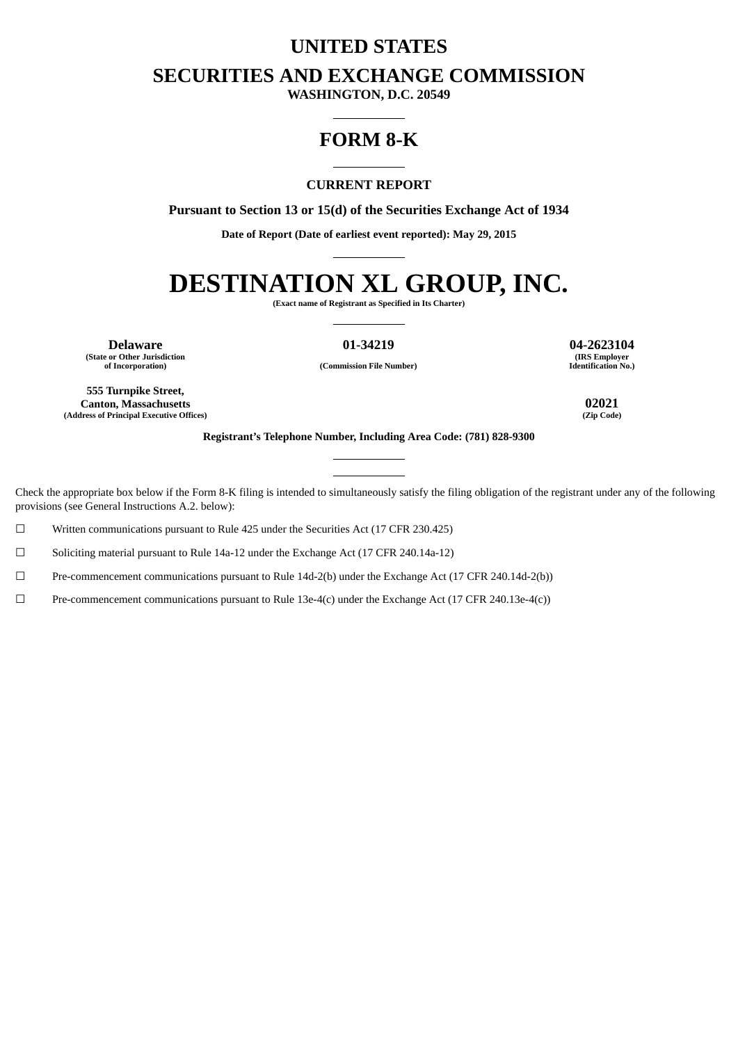# UNITED STATES

# SECURITIES AND EXCHANGE COMMISSION

**WASHINGTON, D.C. 20549**

---

# FORM 8-K

---

**CURRENT REPORT**

**Pursuant to Section 13 or 15(d) of the Securities Exchange Act of 1934**

**Date of Report (Date of earliest event reported): May 29, 2015**

---

# DESTINATION XL GROUP, INC.

**(Exact name of Registrant as Specified in Its Charter)**

---

| **Delaware** | **01-34219** | **04-2623104** |
|---|---|---|
| (State or Other Jurisdiction of Incorporation) | (Commission File Number) | (IRS Employer Identification No.) |

| **555 Turnpike Street, Canton, Massachusetts** | **02021** |
|---|---|
| (Address of Principal Executive Offices) | (Zip Code) |

**Registrant's Telephone Number, Including Area Code: (781) 828-9300**

---

Check the appropriate box below if the Form 8-K filing is intended to simultaneously satisfy the filing obligation of the registrant under any of the following provisions (see General Instructions A.2. below):

☐ Written communications pursuant to Rule 425 under the Securities Act (17 CFR 230.425)

☐ Soliciting material pursuant to Rule 14a-12 under the Exchange Act (17 CFR 240.14a-12)

☐ Pre-commencement communications pursuant to Rule 14d-2(b) under the Exchange Act (17 CFR 240.14d-2(b))

☐ Pre-commencement communications pursuant to Rule 13e-4(c) under the Exchange Act (17 CFR 240.13e-4(c))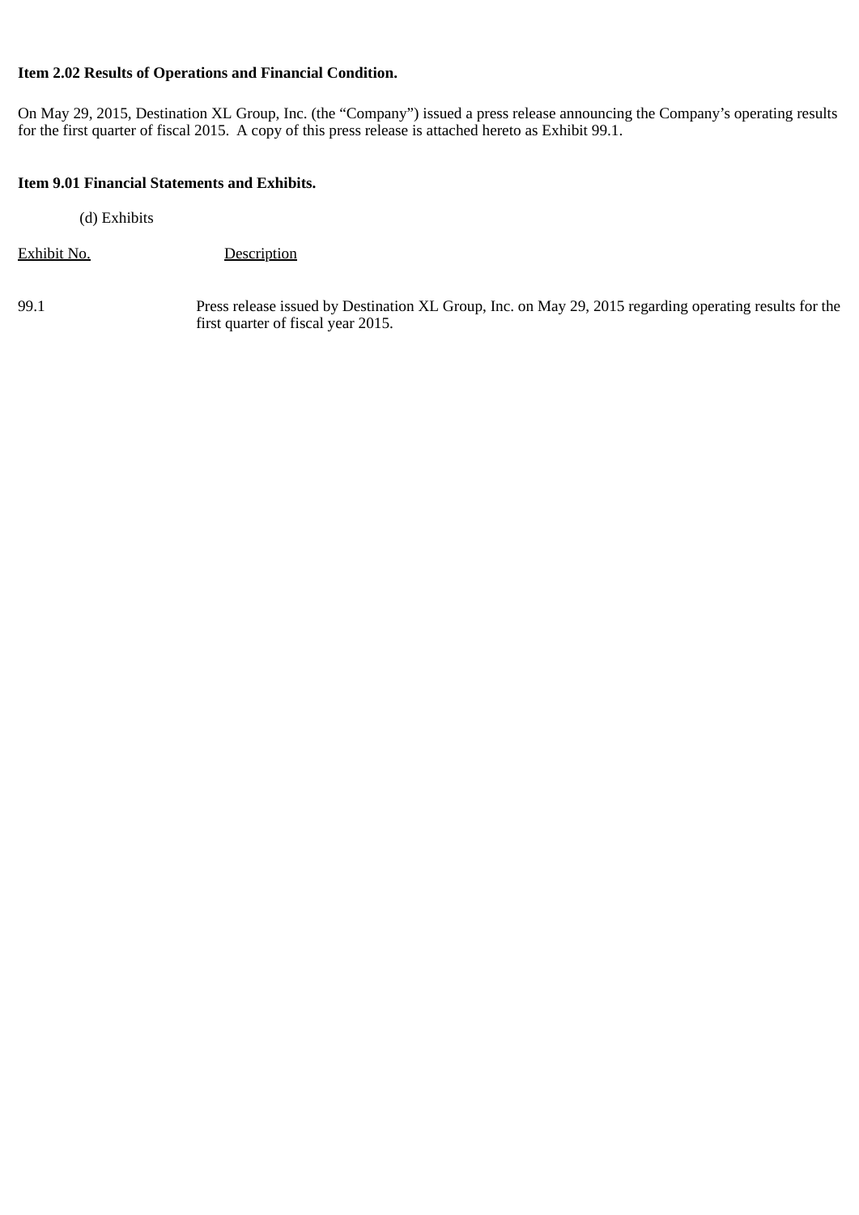**Item 2.02 Results of Operations and Financial Condition.**

On May 29, 2015, Destination XL Group, Inc. (the "Company") issued a press release announcing the Company's operating results for the first quarter of fiscal 2015. A copy of this press release is attached hereto as Exhibit 99.1.

**Item 9.01 Financial Statements and Exhibits.**

(d) Exhibits

| Exhibit No. | Description |
| --- | --- |
| 99.1 | Press release issued by Destination XL Group, Inc. on May 29, 2015 regarding operating results for the first quarter of fiscal year 2015. |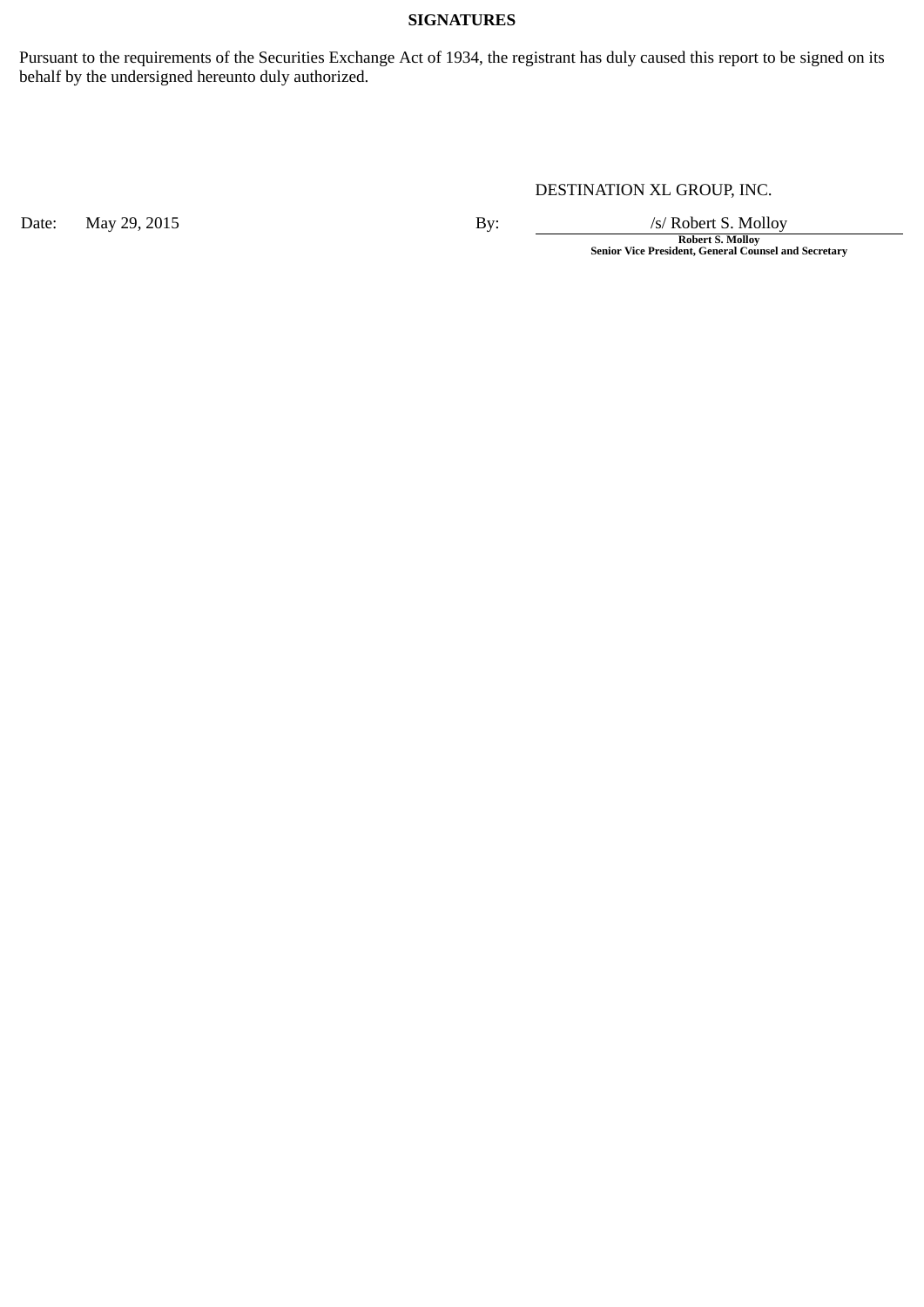**SIGNATURES**

Pursuant to the requirements of the Securities Exchange Act of 1934, the registrant has duly caused this report to be signed on its behalf by the undersigned hereunto duly authorized.

DESTINATION XL GROUP, INC.

Date: May 29, 2015

By: /s/ Robert S. Molloy

**Robert S. Molloy**
**Senior Vice President, General Counsel and Secretary**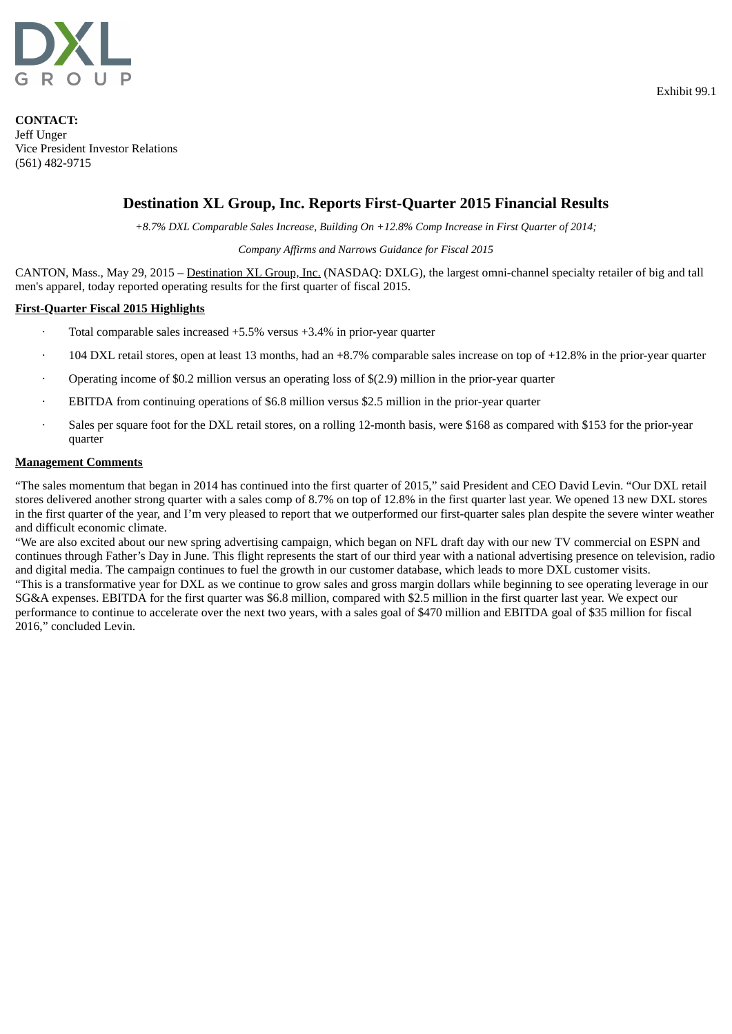Exhibit 99.1

**CONTACT:**
Jeff Unger
Vice President Investor Relations
(561) 482-9715

# Destination XL Group, Inc. Reports First-Quarter 2015 Financial Results

*+8.7% DXL Comparable Sales Increase, Building On +12.8% Comp Increase in First Quarter of 2014;*

*Company Affirms and Narrows Guidance for Fiscal 2015*

CANTON, Mass., May 29, 2015 – Destination XL Group, Inc. (NASDAQ: DXLG), the largest omni-channel specialty retailer of big and tall men's apparel, today reported operating results for the first quarter of fiscal 2015.

**First-Quarter Fiscal 2015 Highlights**

- Total comparable sales increased +5.5% versus +3.4% in prior-year quarter
- 104 DXL retail stores, open at least 13 months, had an +8.7% comparable sales increase on top of +12.8% in the prior-year quarter
- Operating income of $0.2 million versus an operating loss of $(2.9) million in the prior-year quarter
- EBITDA from continuing operations of $6.8 million versus $2.5 million in the prior-year quarter
- Sales per square foot for the DXL retail stores, on a rolling 12-month basis, were $168 as compared with $153 for the prior-year quarter

**Management Comments**

"The sales momentum that began in 2014 has continued into the first quarter of 2015," said President and CEO David Levin. "Our DXL retail stores delivered another strong quarter with a sales comp of 8.7% on top of 12.8% in the first quarter last year. We opened 13 new DXL stores in the first quarter of the year, and I'm very pleased to report that we outperformed our first-quarter sales plan despite the severe winter weather and difficult economic climate.

"We are also excited about our new spring advertising campaign, which began on NFL draft day with our new TV commercial on ESPN and continues through Father's Day in June. This flight represents the start of our third year with a national advertising presence on television, radio and digital media. The campaign continues to fuel the growth in our customer database, which leads to more DXL customer visits.

"This is a transformative year for DXL as we continue to grow sales and gross margin dollars while beginning to see operating leverage in our SG&A expenses. EBITDA for the first quarter was $6.8 million, compared with $2.5 million in the first quarter last year. We expect our performance to continue to accelerate over the next two years, with a sales goal of $470 million and EBITDA goal of $35 million for fiscal 2016," concluded Levin.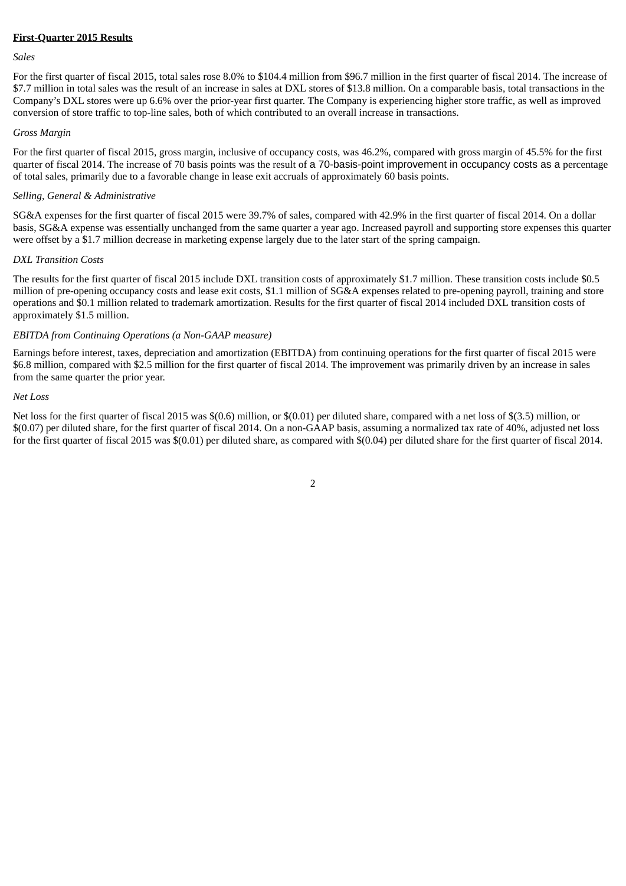**First-Quarter 2015 Results**

*Sales*

For the first quarter of fiscal 2015, total sales rose 8.0% to $104.4 million from $96.7 million in the first quarter of fiscal 2014. The increase of $7.7 million in total sales was the result of an increase in sales at DXL stores of $13.8 million. On a comparable basis, total transactions in the Company's DXL stores were up 6.6% over the prior-year first quarter. The Company is experiencing higher store traffic, as well as improved conversion of store traffic to top-line sales, both of which contributed to an overall increase in transactions.

*Gross Margin*

For the first quarter of fiscal 2015, gross margin, inclusive of occupancy costs, was 46.2%, compared with gross margin of 45.5% for the first quarter of fiscal 2014. The increase of 70 basis points was the result of a 70-basis-point improvement in occupancy costs as a percentage of total sales, primarily due to a favorable change in lease exit accruals of approximately 60 basis points.

*Selling, General & Administrative*

SG&A expenses for the first quarter of fiscal 2015 were 39.7% of sales, compared with 42.9% in the first quarter of fiscal 2014. On a dollar basis, SG&A expense was essentially unchanged from the same quarter a year ago. Increased payroll and supporting store expenses this quarter were offset by a $1.7 million decrease in marketing expense largely due to the later start of the spring campaign.

*DXL Transition Costs*

The results for the first quarter of fiscal 2015 include DXL transition costs of approximately $1.7 million. These transition costs include $0.5 million of pre-opening occupancy costs and lease exit costs, $1.1 million of SG&A expenses related to pre-opening payroll, training and store operations and $0.1 million related to trademark amortization. Results for the first quarter of fiscal 2014 included DXL transition costs of approximately $1.5 million.

*EBITDA from Continuing Operations (a Non-GAAP measure)*

Earnings before interest, taxes, depreciation and amortization (EBITDA) from continuing operations for the first quarter of fiscal 2015 were $6.8 million, compared with $2.5 million for the first quarter of fiscal 2014. The improvement was primarily driven by an increase in sales from the same quarter the prior year.

*Net Loss*

Net loss for the first quarter of fiscal 2015 was $(0.6) million, or $(0.01) per diluted share, compared with a net loss of $(3.5) million, or $(0.07) per diluted share, for the first quarter of fiscal 2014. On a non-GAAP basis, assuming a normalized tax rate of 40%, adjusted net loss for the first quarter of fiscal 2015 was $(0.01) per diluted share, as compared with $(0.04) per diluted share for the first quarter of fiscal 2014.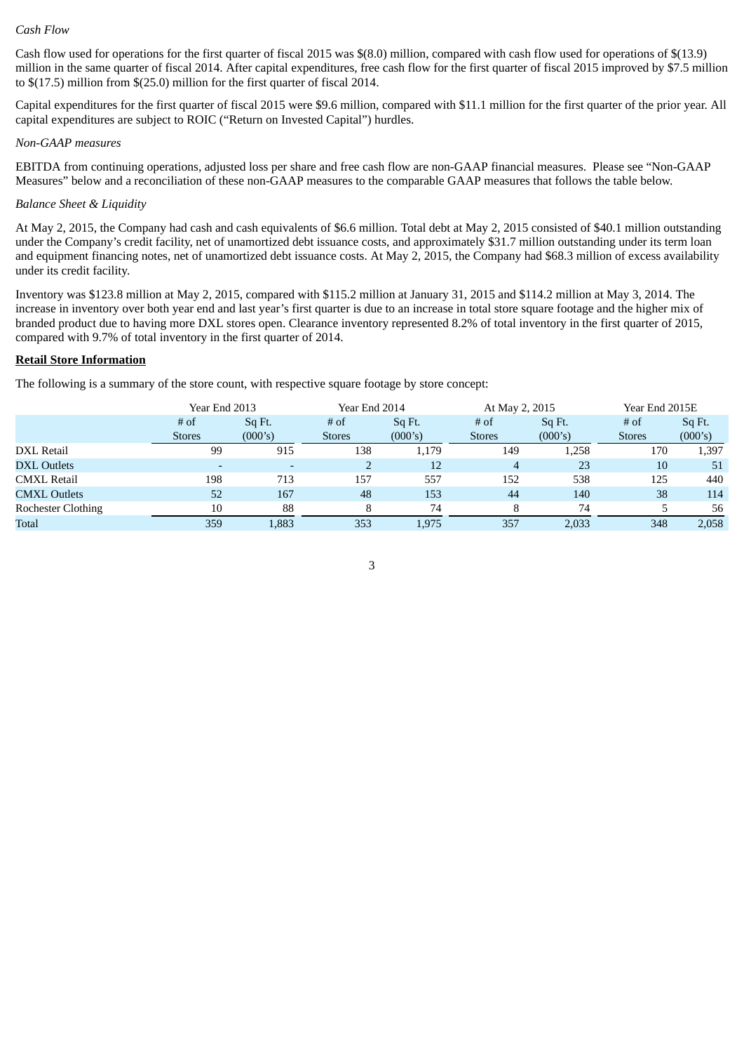*Cash Flow*

Cash flow used for operations for the first quarter of fiscal 2015 was $(8.0) million, compared with cash flow used for operations of $(13.9) million in the same quarter of fiscal 2014. After capital expenditures, free cash flow for the first quarter of fiscal 2015 improved by $7.5 million to $(17.5) million from $(25.0) million for the first quarter of fiscal 2014.

Capital expenditures for the first quarter of fiscal 2015 were $9.6 million, compared with $11.1 million for the first quarter of the prior year. All capital expenditures are subject to ROIC ("Return on Invested Capital") hurdles.

*Non-GAAP measures*

EBITDA from continuing operations, adjusted loss per share and free cash flow are non-GAAP financial measures. Please see "Non-GAAP Measures" below and a reconciliation of these non-GAAP measures to the comparable GAAP measures that follows the table below.

*Balance Sheet & Liquidity*

At May 2, 2015, the Company had cash and cash equivalents of $6.6 million. Total debt at May 2, 2015 consisted of $40.1 million outstanding under the Company's credit facility, net of unamortized debt issuance costs, and approximately $31.7 million outstanding under its term loan and equipment financing notes, net of unamortized debt issuance costs. At May 2, 2015, the Company had $68.3 million of excess availability under its credit facility.

Inventory was $123.8 million at May 2, 2015, compared with $115.2 million at January 31, 2015 and $114.2 million at May 3, 2014. The increase in inventory over both year end and last year's first quarter is due to an increase in total store square footage and the higher mix of branded product due to having more DXL stores open. Clearance inventory represented 8.2% of total inventory in the first quarter of 2015, compared with 9.7% of total inventory in the first quarter of 2014.

**Retail Store Information**

The following is a summary of the store count, with respective square footage by store concept:

| | Year End 2013 | | Year End 2014 | | At May 2, 2015 | | Year End 2015E | |
|---|---|---|---|---|---|---|---|---|
| | # of Stores | Sq Ft. (000's) | # of Stores | Sq Ft. (000's) | # of Stores | Sq Ft. (000's) | # of Stores | Sq Ft. (000's) |
| DXL Retail | 99 | 915 | 138 | 1,179 | 149 | 1,258 | 170 | 1,397 |
| DXL Outlets | - | - | 2 | 12 | 4 | 23 | 10 | 51 |
| CMXL Retail | 198 | 713 | 157 | 557 | 152 | 538 | 125 | 440 |
| CMXL Outlets | 52 | 167 | 48 | 153 | 44 | 140 | 38 | 114 |
| Rochester Clothing | 10 | 88 | 8 | 74 | 8 | 74 | 5 | 56 |
| Total | 359 | 1,883 | 353 | 1,975 | 357 | 2,033 | 348 | 2,058 |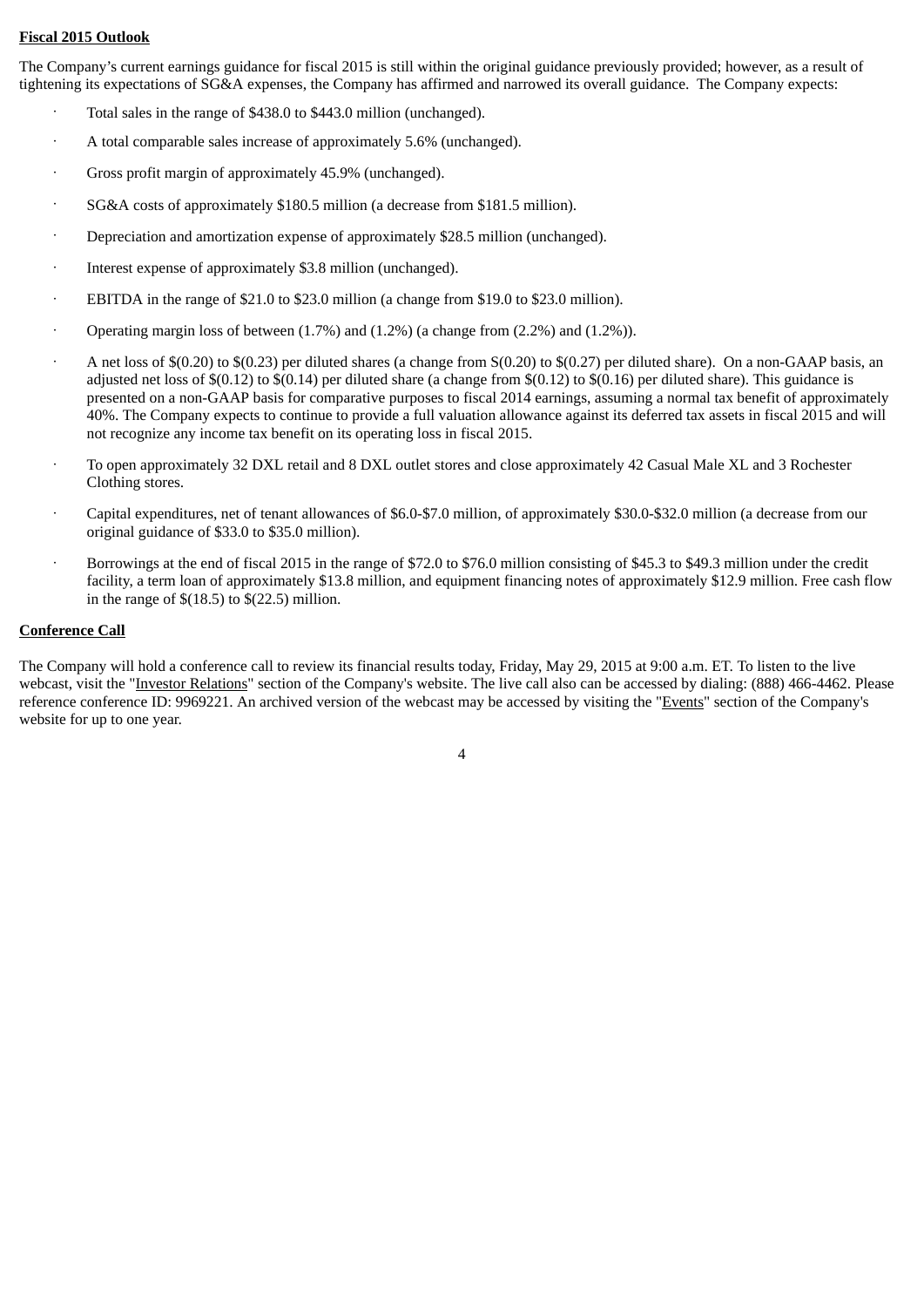**Fiscal 2015 Outlook**

The Company's current earnings guidance for fiscal 2015 is still within the original guidance previously provided; however, as a result of tightening its expectations of SG&A expenses, the Company has affirmed and narrowed its overall guidance. The Company expects:

- Total sales in the range of $438.0 to $443.0 million (unchanged).
- A total comparable sales increase of approximately 5.6% (unchanged).
- Gross profit margin of approximately 45.9% (unchanged).
- SG&A costs of approximately $180.5 million (a decrease from $181.5 million).
- Depreciation and amortization expense of approximately $28.5 million (unchanged).
- Interest expense of approximately $3.8 million (unchanged).
- EBITDA in the range of $21.0 to $23.0 million (a change from $19.0 to $23.0 million).
- Operating margin loss of between (1.7%) and (1.2%) (a change from (2.2%) and (1.2%)).
- A net loss of $(0.20) to $(0.23) per diluted shares (a change from S(0.20) to $(0.27) per diluted share). On a non-GAAP basis, an adjusted net loss of $(0.12) to $(0.14) per diluted share (a change from $(0.12) to $(0.16) per diluted share). This guidance is presented on a non-GAAP basis for comparative purposes to fiscal 2014 earnings, assuming a normal tax benefit of approximately 40%. The Company expects to continue to provide a full valuation allowance against its deferred tax assets in fiscal 2015 and will not recognize any income tax benefit on its operating loss in fiscal 2015.
- To open approximately 32 DXL retail and 8 DXL outlet stores and close approximately 42 Casual Male XL and 3 Rochester Clothing stores.
- Capital expenditures, net of tenant allowances of $6.0-$7.0 million, of approximately $30.0-$32.0 million (a decrease from our original guidance of $33.0 to $35.0 million).
- Borrowings at the end of fiscal 2015 in the range of $72.0 to $76.0 million consisting of $45.3 to $49.3 million under the credit facility, a term loan of approximately $13.8 million, and equipment financing notes of approximately $12.9 million. Free cash flow in the range of $(18.5) to $(22.5) million.

**Conference Call**

The Company will hold a conference call to review its financial results today, Friday, May 29, 2015 at 9:00 a.m. ET. To listen to the live webcast, visit the "Investor Relations" section of the Company's website. The live call also can be accessed by dialing: (888) 466-4462. Please reference conference ID: 9969221. An archived version of the webcast may be accessed by visiting the "Events" section of the Company's website for up to one year.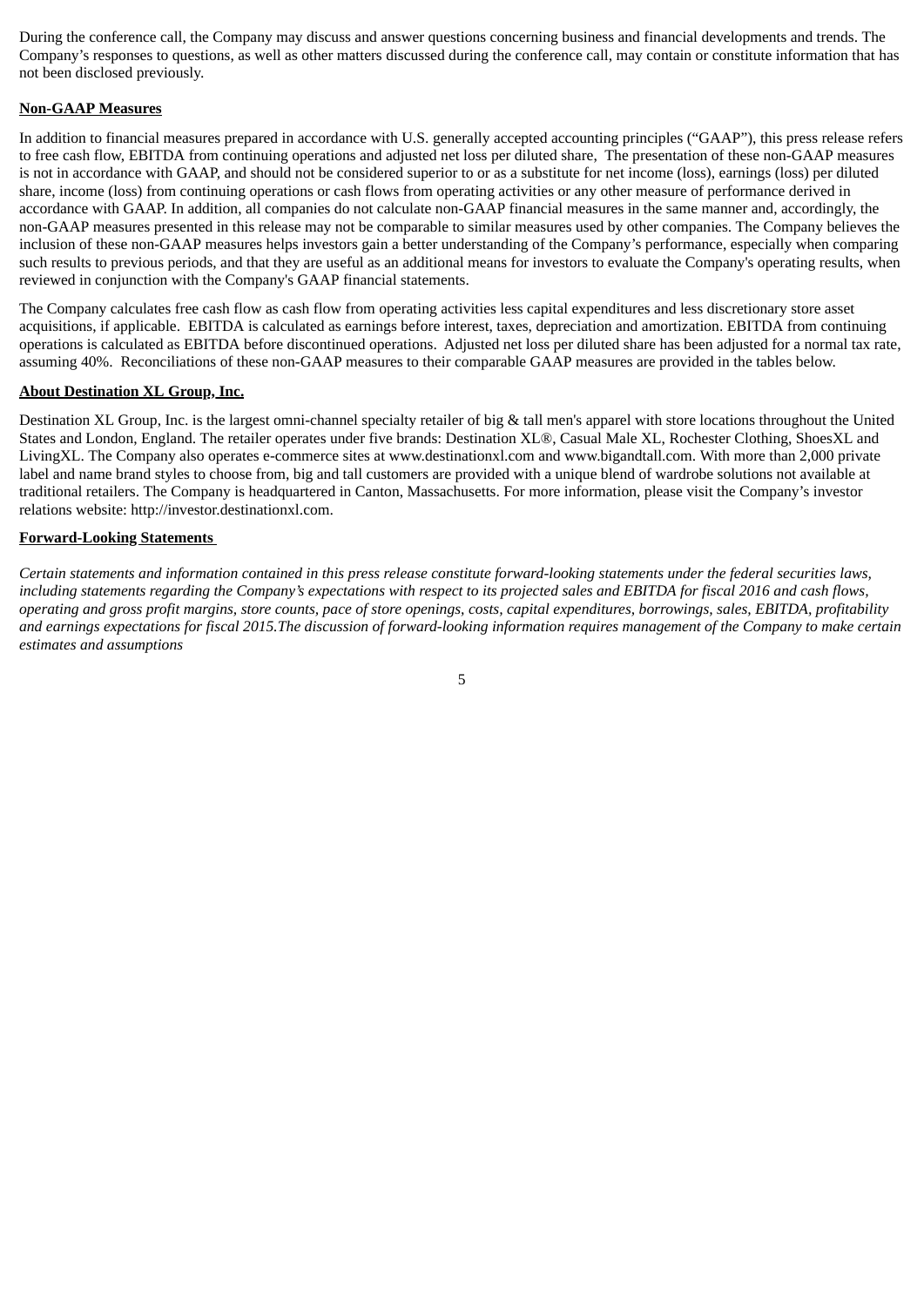During the conference call, the Company may discuss and answer questions concerning business and financial developments and trends. The Company's responses to questions, as well as other matters discussed during the conference call, may contain or constitute information that has not been disclosed previously.

**Non-GAAP Measures**

In addition to financial measures prepared in accordance with U.S. generally accepted accounting principles ("GAAP"), this press release refers to free cash flow, EBITDA from continuing operations and adjusted net loss per diluted share, The presentation of these non-GAAP measures is not in accordance with GAAP, and should not be considered superior to or as a substitute for net income (loss), earnings (loss) per diluted share, income (loss) from continuing operations or cash flows from operating activities or any other measure of performance derived in accordance with GAAP. In addition, all companies do not calculate non-GAAP financial measures in the same manner and, accordingly, the non-GAAP measures presented in this release may not be comparable to similar measures used by other companies. The Company believes the inclusion of these non-GAAP measures helps investors gain a better understanding of the Company's performance, especially when comparing such results to previous periods, and that they are useful as an additional means for investors to evaluate the Company's operating results, when reviewed in conjunction with the Company's GAAP financial statements.

The Company calculates free cash flow as cash flow from operating activities less capital expenditures and less discretionary store asset acquisitions, if applicable. EBITDA is calculated as earnings before interest, taxes, depreciation and amortization. EBITDA from continuing operations is calculated as EBITDA before discontinued operations. Adjusted net loss per diluted share has been adjusted for a normal tax rate, assuming 40%. Reconciliations of these non-GAAP measures to their comparable GAAP measures are provided in the tables below.

**About Destination XL Group, Inc.**

Destination XL Group, Inc. is the largest omni-channel specialty retailer of big & tall men's apparel with store locations throughout the United States and London, England. The retailer operates under five brands: Destination XL®, Casual Male XL, Rochester Clothing, ShoesXL and LivingXL. The Company also operates e-commerce sites at www.destinationxl.com and www.bigandtall.com. With more than 2,000 private label and name brand styles to choose from, big and tall customers are provided with a unique blend of wardrobe solutions not available at traditional retailers. The Company is headquartered in Canton, Massachusetts. For more information, please visit the Company's investor relations website: http://investor.destinationxl.com.

**Forward-Looking Statements**

*Certain statements and information contained in this press release constitute forward-looking statements under the federal securities laws, including statements regarding the Company's expectations with respect to its projected sales and EBITDA for fiscal 2016 and cash flows, operating and gross profit margins, store counts, pace of store openings, costs, capital expenditures, borrowings, sales, EBITDA, profitability and earnings expectations for fiscal 2015.The discussion of forward-looking information requires management of the Company to make certain estimates and assumptions*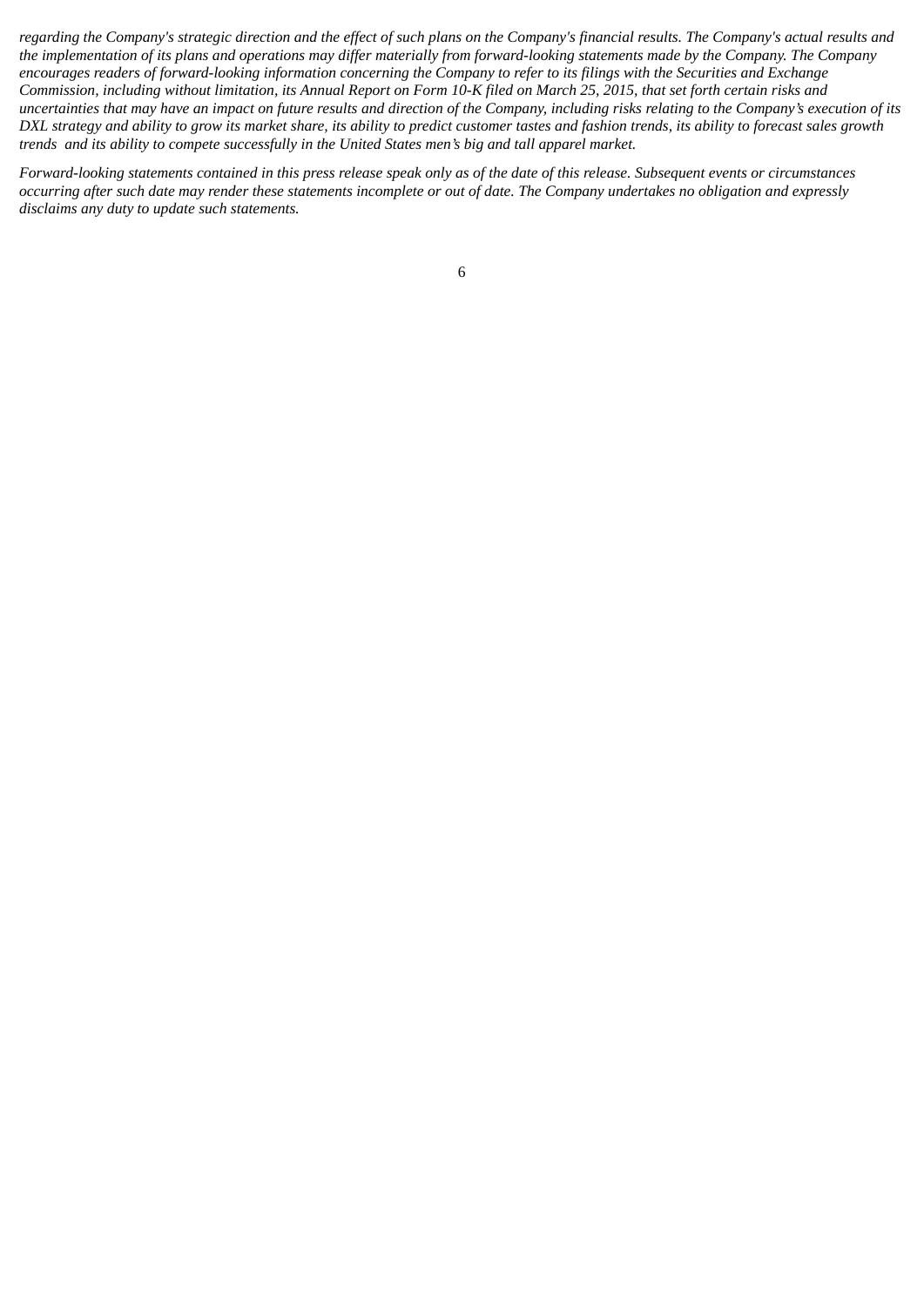*regarding the Company's strategic direction and the effect of such plans on the Company's financial results. The Company's actual results and the implementation of its plans and operations may differ materially from forward-looking statements made by the Company. The Company encourages readers of forward-looking information concerning the Company to refer to its filings with the Securities and Exchange Commission, including without limitation, its Annual Report on Form 10-K filed on March 25, 2015, that set forth certain risks and uncertainties that may have an impact on future results and direction of the Company, including risks relating to the Company's execution of its DXL strategy and ability to grow its market share, its ability to predict customer tastes and fashion trends, its ability to forecast sales growth trends and its ability to compete successfully in the United States men's big and tall apparel market.*

*Forward-looking statements contained in this press release speak only as of the date of this release. Subsequent events or circumstances occurring after such date may render these statements incomplete or out of date. The Company undertakes no obligation and expressly disclaims any duty to update such statements.*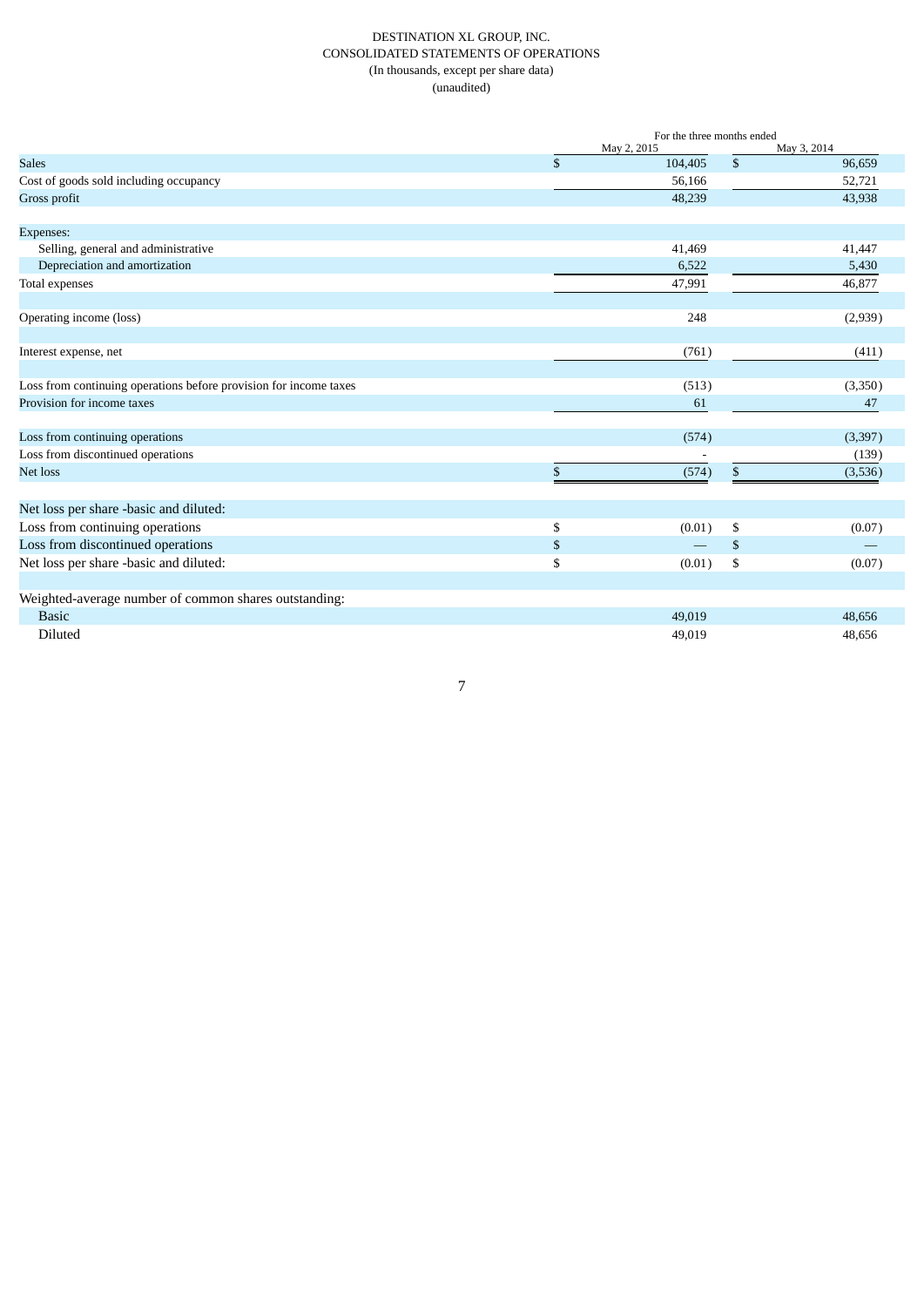DESTINATION XL GROUP, INC.
CONSOLIDATED STATEMENTS OF OPERATIONS
(In thousands, except per share data)
(unaudited)

| | For the three months ended | |
|---|---|---|
| | May 2, 2015 | May 3, 2014 |
| Sales | $ 104,405 | $ 96,659 |
| Cost of goods sold including occupancy | 56,166 | 52,721 |
| Gross profit | 48,239 | 43,938 |
| | | |
| Expenses: | | |
| Selling, general and administrative | 41,469 | 41,447 |
| Depreciation and amortization | 6,522 | 5,430 |
| Total expenses | 47,991 | 46,877 |
| | | |
| Operating income (loss) | 248 | (2,939) |
| | | |
| Interest expense, net | (761) | (411) |
| | | |
| Loss from continuing operations before provision for income taxes | (513) | (3,350) |
| Provision for income taxes | 61 | 47 |
| | | |
| Loss from continuing operations | (574) | (3,397) |
| Loss from discontinued operations | - | (139) |
| Net loss | $ (574) | $ (3,536) |
| | | |
| Net loss per share -basic and diluted: | | |
| Loss from continuing operations | $ (0.01) | $ (0.07) |
| Loss from discontinued operations | $ — | $ — |
| Net loss per share -basic and diluted: | $ (0.01) | $ (0.07) |
| | | |
| Weighted-average number of common shares outstanding: | | |
| Basic | 49,019 | 48,656 |
| Diluted | 49,019 | 48,656 |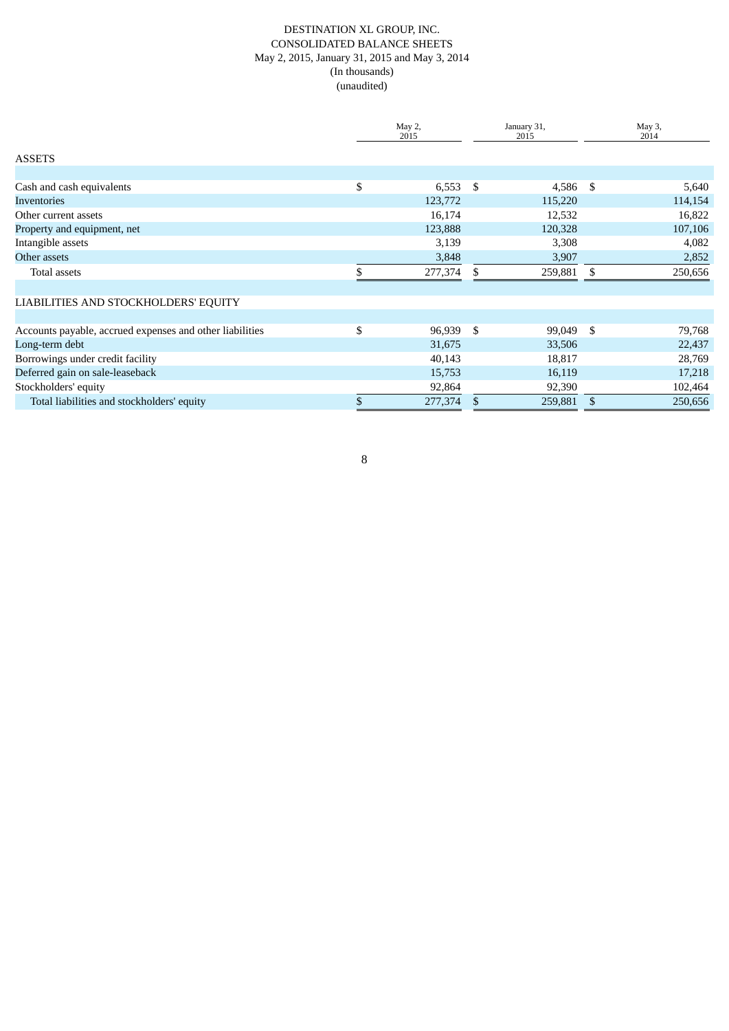DESTINATION XL GROUP, INC.
CONSOLIDATED BALANCE SHEETS
May 2, 2015, January 31, 2015 and May 3, 2014
(In thousands)
(unaudited)

| | May 2, 2015 | January 31, 2015 | May 3, 2014 |
|---|---|---|---|
| ASSETS | | | |
| Cash and cash equivalents | $ 6,553 | $ 4,586 | $ 5,640 |
| Inventories | 123,772 | 115,220 | 114,154 |
| Other current assets | 16,174 | 12,532 | 16,822 |
| Property and equipment, net | 123,888 | 120,328 | 107,106 |
| Intangible assets | 3,139 | 3,308 | 4,082 |
| Other assets | 3,848 | 3,907 | 2,852 |
| Total assets | $ 277,374 | $ 259,881 | $ 250,656 |
| LIABILITIES AND STOCKHOLDERS' EQUITY | | | |
| Accounts payable, accrued expenses and other liabilities | $ 96,939 | $ 99,049 | $ 79,768 |
| Long-term debt | 31,675 | 33,506 | 22,437 |
| Borrowings under credit facility | 40,143 | 18,817 | 28,769 |
| Deferred gain on sale-leaseback | 15,753 | 16,119 | 17,218 |
| Stockholders' equity | 92,864 | 92,390 | 102,464 |
| Total liabilities and stockholders' equity | $ 277,374 | $ 259,881 | $ 250,656 |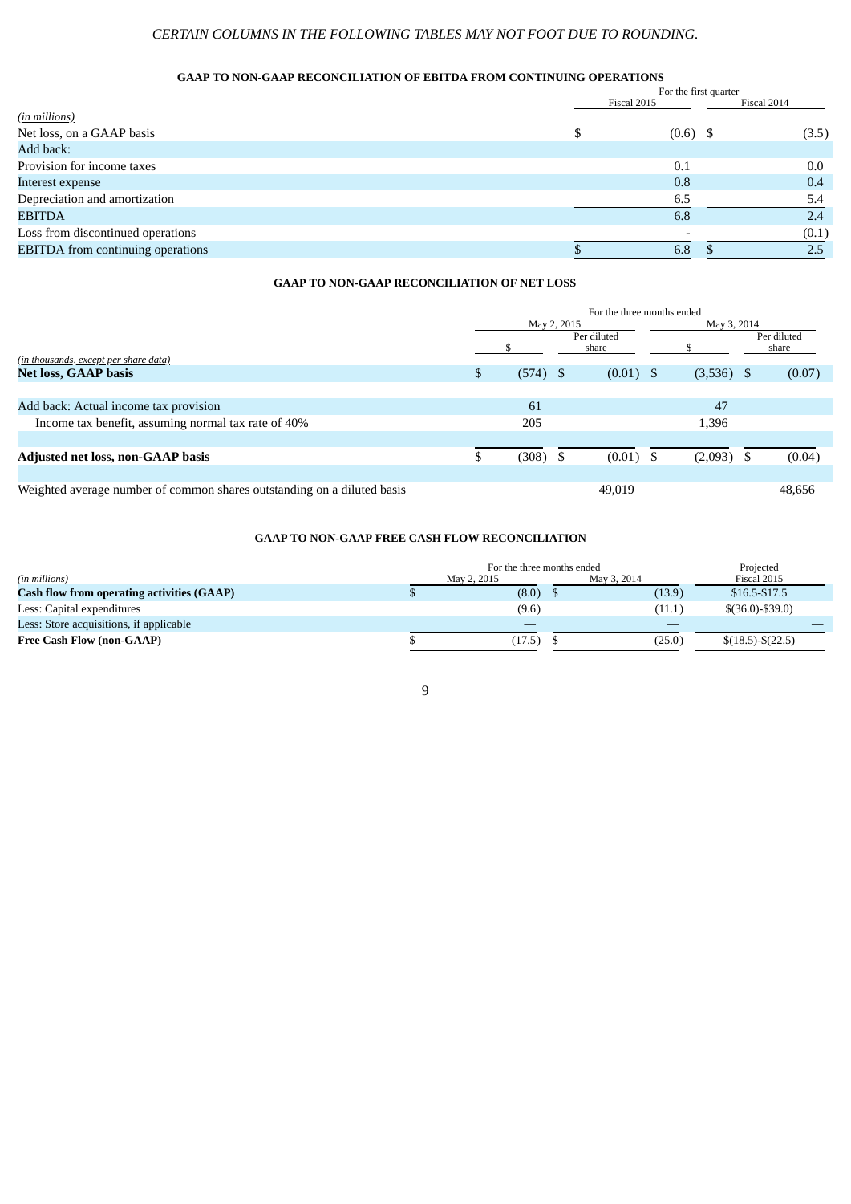*CERTAIN COLUMNS IN THE FOLLOWING TABLES MAY NOT FOOT DUE TO ROUNDING.*

**GAAP TO NON-GAAP RECONCILIATION OF EBITDA FROM CONTINUING OPERATIONS**

| *(in millions)* | For the first quarter Fiscal 2015 | For the first quarter Fiscal 2014 |
|---|---|---|
| Net loss, on a GAAP basis | $ (0.6) | $ (3.5) |
| Add back: | | |
| Provision for income taxes | 0.1 | 0.0 |
| Interest expense | 0.8 | 0.4 |
| Depreciation and amortization | 6.5 | 5.4 |
| EBITDA | 6.8 | 2.4 |
| Loss from discontinued operations | - | (0.1) |
| EBITDA from continuing operations | $ 6.8 | $ 2.5 |

**GAAP TO NON-GAAP RECONCILIATION OF NET LOSS**

| | For the three months ended | | | |
|---|---|---|---|---|
| | May 2, 2015 | | May 3, 2014 | |
| *(in thousands, except per share data)* | $ | Per diluted share | $ | Per diluted share |
| **Net loss, GAAP basis** | $ (574) | $ (0.01) | $ (3,536) | $ (0.07) |
| | | | | |
| Add back: Actual income tax provision | 61 | | 47 | |
| Income tax benefit, assuming normal tax rate of 40% | 205 | | 1,396 | |
| | | | | |
| **Adjusted net loss, non-GAAP basis** | $ (308) | $ (0.01) | $ (2,093) | $ (0.04) |
| | | | | |
| Weighted average number of common shares outstanding on a diluted basis | | 49,019 | | 48,656 |

**GAAP TO NON-GAAP FREE CASH FLOW RECONCILIATION**

| *(in millions)* | For the three months ended May 2, 2015 | For the three months ended May 3, 2014 | Projected Fiscal 2015 |
|---|---|---|---|
| **Cash flow from operating activities (GAAP)** | $ (8.0) | $ (13.9) | $16.5-$17.5 |
| Less: Capital expenditures | (9.6) | (11.1) | $(36.0)-$39.0) |
| Less: Store acquisitions, if applicable | — | — | — |
| **Free Cash Flow (non-GAAP)** | $ (17.5) | $ (25.0) | $(18.5)-$(22.5) |